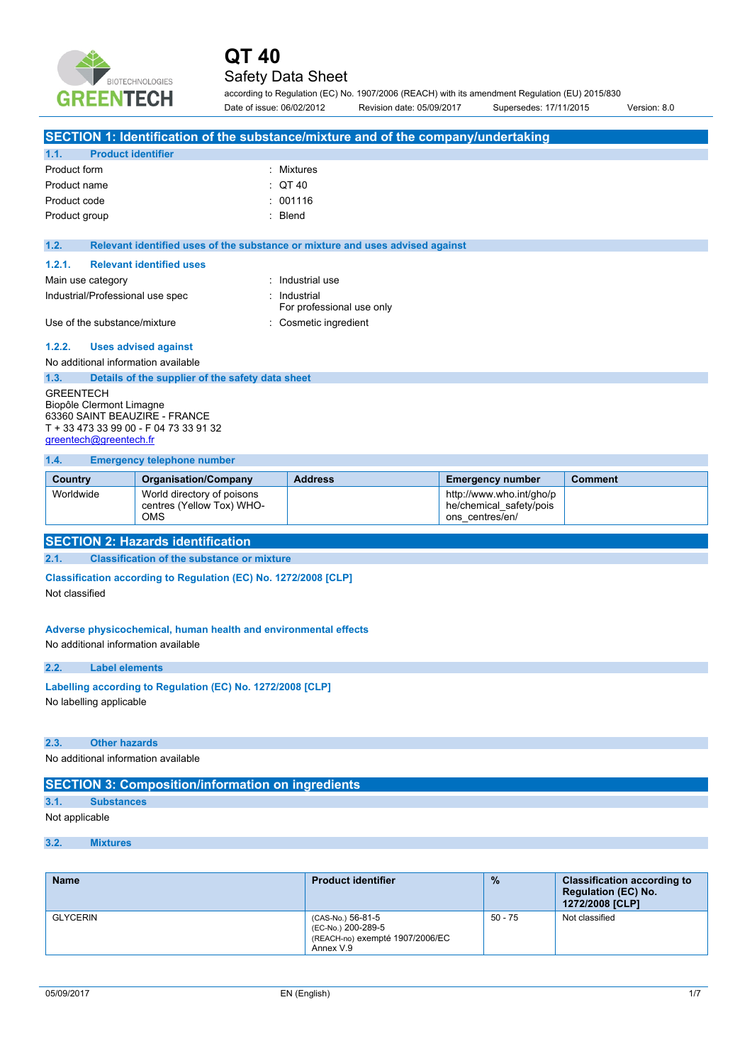# QT 40

Safety Data Sheet

according to Regulation (EC) No. 1907/2006 (REACH) with its amendment Regulation (EU) 2015/830

Date of issue: 06/02/2012 Revision date: 05/09/2017 Supersedes: 17/11/2015 Version: 8.0

## SECTION 1: Identification of the substance/mixture and of the company/undertaking

### 1.1. Product identifier

Product form : Mixtures

Product name : QT 40

Product code : 001116

Product group : Blend

### 1.2. Relevant identified uses of the substance or mixture and uses advised against

#### 1.2.1. Relevant identified uses

Main use category : Industrial use

Industrial/Professional use spec : Industrial
For professional use only

Use of the substance/mixture : Cosmetic ingredient

#### 1.2.2. Uses advised against

No additional information available

### 1.3. Details of the supplier of the safety data sheet

GREENTECH
Biopôle Clermont Limagne
63360 SAINT BEAUZIRE - FRANCE
T + 33 473 33 99 00 - F 04 73 33 91 32
greentech@greentech.fr

### 1.4. Emergency telephone number

| Country | Organisation/Company | Address | Emergency number | Comment |
|---|---|---|---|---|
| Worldwide | World directory of poisons centres (Yellow Tox) WHO-OMS | | http://www.who.int/gho/phe/chemical_safety/poisons_centres/en/ | |

## SECTION 2: Hazards identification

### 2.1. Classification of the substance or mixture

**Classification according to Regulation (EC) No. 1272/2008 [CLP]**

Not classified

**Adverse physicochemical, human health and environmental effects**

No additional information available

### 2.2. Label elements

**Labelling according to Regulation (EC) No. 1272/2008 [CLP]**

No labelling applicable

### 2.3. Other hazards

No additional information available

## SECTION 3: Composition/information on ingredients

### 3.1. Substances

Not applicable

### 3.2. Mixtures

| Name | Product identifier | % | Classification according to Regulation (EC) No. 1272/2008 [CLP] |
|---|---|---|---|
| GLYCERIN | (CAS-No.) 56-81-5<br>(EC-No.) 200-289-5<br>(REACH-no) exempté 1907/2006/EC Annex V.9 | 50 - 75 | Not classified |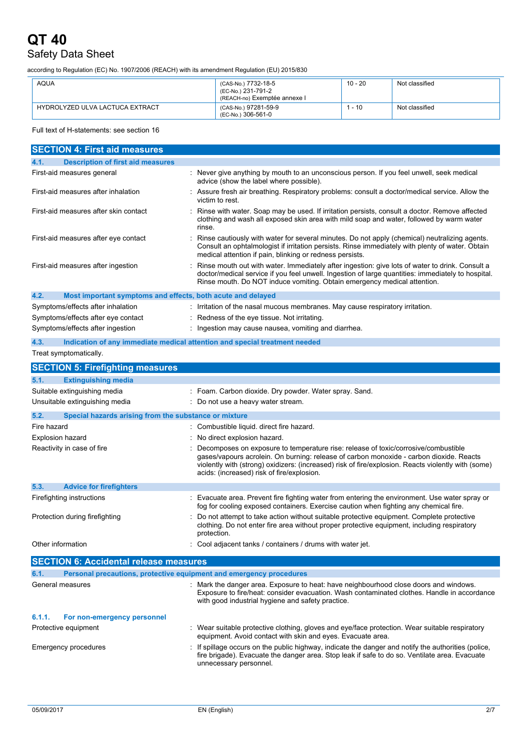| | | | |
|---|---|---|---|
| AQUA | (CAS-No.) 7732-18-5<br>(EC-No.) 231-791-2<br>(REACH-no) Exemptée annexe I | 10 - 20 | Not classified |
| HYDROLYZED ULVA LACTUCA EXTRACT | (CAS-No.) 97281-59-9<br>(EC-No.) 306-561-0 | 1 - 10 | Not classified |

Full text of H-statements: see section 16

## SECTION 4: First aid measures

### 4.1. Description of first aid measures

First-aid measures general : Never give anything by mouth to an unconscious person. If you feel unwell, seek medical advice (show the label where possible).

First-aid measures after inhalation : Assure fresh air breathing. Respiratory problems: consult a doctor/medical service. Allow the victim to rest.

First-aid measures after skin contact : Rinse with water. Soap may be used. If irritation persists, consult a doctor. Remove affected clothing and wash all exposed skin area with mild soap and water, followed by warm water rinse.

First-aid measures after eye contact : Rinse cautiously with water for several minutes. Do not apply (chemical) neutralizing agents. Consult an ophtalmologist if irritation persists. Rinse immediately with plenty of water. Obtain medical attention if pain, blinking or redness persists.

First-aid measures after ingestion : Rinse mouth out with water. Immediately after ingestion: give lots of water to drink. Consult a doctor/medical service if you feel unwell. Ingestion of large quantities: immediately to hospital. Rinse mouth. Do NOT induce vomiting. Obtain emergency medical attention.

### 4.2. Most important symptoms and effects, both acute and delayed

Symptoms/effects after inhalation : Irritation of the nasal mucous membranes. May cause respiratory irritation.

Symptoms/effects after eye contact : Redness of the eye tissue. Not irritating.

Symptoms/effects after ingestion : Ingestion may cause nausea, vomiting and diarrhea.

### 4.3. Indication of any immediate medical attention and special treatment needed

Treat symptomatically.

## SECTION 5: Firefighting measures

### 5.1. Extinguishing media

Suitable extinguishing media : Foam. Carbon dioxide. Dry powder. Water spray. Sand.

Unsuitable extinguishing media : Do not use a heavy water stream.

### 5.2. Special hazards arising from the substance or mixture

Fire hazard : Combustible liquid. direct fire hazard.

Explosion hazard : No direct explosion hazard.

Reactivity in case of fire : Decomposes on exposure to temperature rise: release of toxic/corrosive/combustible gases/vapours acrolein. On burning: release of carbon monoxide - carbon dioxide. Reacts violently with (strong) oxidizers: (increased) risk of fire/explosion. Reacts violently with (some) acids: (increased) risk of fire/explosion.

### 5.3. Advice for firefighters

Firefighting instructions : Evacuate area. Prevent fire fighting water from entering the environment. Use water spray or fog for cooling exposed containers. Exercise caution when fighting any chemical fire.

Protection during firefighting : Do not attempt to take action without suitable protective equipment. Complete protective clothing. Do not enter fire area without proper protective equipment, including respiratory protection.

Other information : Cool adjacent tanks / containers / drums with water jet.

## SECTION 6: Accidental release measures

### 6.1. Personal precautions, protective equipment and emergency procedures

General measures : Mark the danger area. Exposure to heat: have neighbourhood close doors and windows. Exposure to fire/heat: consider evacuation. Wash contaminated clothes. Handle in accordance with good industrial hygiene and safety practice.

#### 6.1.1. For non-emergency personnel

Protective equipment : Wear suitable protective clothing, gloves and eye/face protection. Wear suitable respiratory equipment. Avoid contact with skin and eyes. Evacuate area.

Emergency procedures : If spillage occurs on the public highway, indicate the danger and notify the authorities (police, fire brigade). Evacuate the danger area. Stop leak if safe to do so. Ventilate area. Evacuate unnecessary personnel.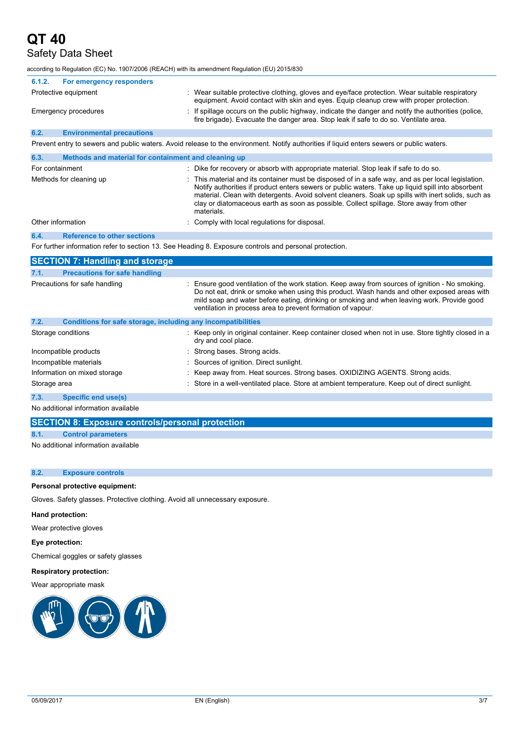| 6.1.2. For emergency responders | |
|---|---|
| Protective equipment | : Wear suitable protective clothing, gloves and eye/face protection. Wear suitable respiratory equipment. Avoid contact with skin and eyes. Equip cleanup crew with proper protection. |
| Emergency procedures | : If spillage occurs on the public highway, indicate the danger and notify the authorities (police, fire brigade). Evacuate the danger area. Stop leak if safe to do so. Ventilate area. |

### 6.2. Environmental precautions

Prevent entry to sewers and public waters. Avoid release to the environment. Notify authorities if liquid enters sewers or public waters.

### 6.3. Methods and material for containment and cleaning up

| | |
|---|---|
| For containment | : Dike for recovery or absorb with appropriate material. Stop leak if safe to do so. |
| Methods for cleaning up | : This material and its container must be disposed of in a safe way, and as per local legislation. Notify authorities if product enters sewers or public waters. Take up liquid spill into absorbent material. Clean with detergents. Avoid solvent cleaners. Soak up spills with inert solids, such as clay or diatomaceous earth as soon as possible. Collect spillage. Store away from other materials. |
| Other information | : Comply with local regulations for disposal. |

### 6.4. Reference to other sections

For further information refer to section 13. See Heading 8. Exposure controls and personal protection.

## SECTION 7: Handling and storage

### 7.1. Precautions for safe handling

| | |
|---|---|
| Precautions for safe handling | : Ensure good ventilation of the work station. Keep away from sources of ignition - No smoking. Do not eat, drink or smoke when using this product. Wash hands and other exposed areas with mild soap and water before eating, drinking or smoking and when leaving work. Provide good ventilation in process area to prevent formation of vapour. |

### 7.2. Conditions for safe storage, including any incompatibilities

| | |
|---|---|
| Storage conditions | : Keep only in original container. Keep container closed when not in use. Store tightly closed in a dry and cool place. |
| Incompatible products | : Strong bases. Strong acids. |
| Incompatible materials | : Sources of ignition. Direct sunlight. |
| Information on mixed storage | : Keep away from. Heat sources. Strong bases. OXIDIZING AGENTS. Strong acids. |
| Storage area | : Store in a well-ventilated place. Store at ambient temperature. Keep out of direct sunlight. |

### 7.3. Specific end use(s)

No additional information available

## SECTION 8: Exposure controls/personal protection

### 8.1. Control parameters

No additional information available

### 8.2. Exposure controls

**Personal protective equipment:**

Gloves. Safety glasses. Protective clothing. Avoid all unnecessary exposure.

**Hand protection:**

Wear protective gloves

**Eye protection:**

Chemical goggles or safety glasses

**Respiratory protection:**

Wear appropriate mask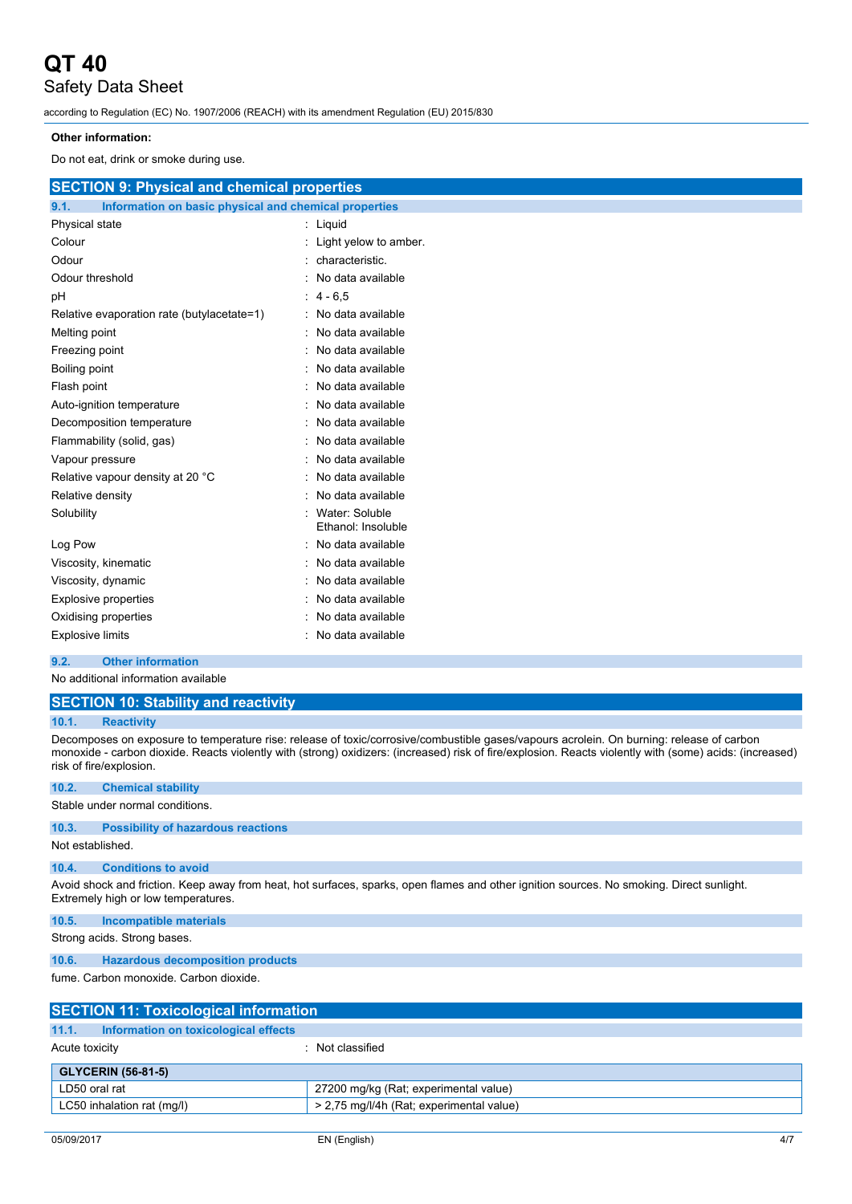**Other information:**

Do not eat, drink or smoke during use.

## SECTION 9: Physical and chemical properties

### 9.1. Information on basic physical and chemical properties

| | |
|---|---|
| Physical state | : Liquid |
| Colour | : Light yelow to amber. |
| Odour | : characteristic. |
| Odour threshold | : No data available |
| pH | : 4 - 6,5 |
| Relative evaporation rate (butylacetate=1) | : No data available |
| Melting point | : No data available |
| Freezing point | : No data available |
| Boiling point | : No data available |
| Flash point | : No data available |
| Auto-ignition temperature | : No data available |
| Decomposition temperature | : No data available |
| Flammability (solid, gas) | : No data available |
| Vapour pressure | : No data available |
| Relative vapour density at 20 °C | : No data available |
| Relative density | : No data available |
| Solubility | : Water: Soluble<br>Ethanol: Insoluble |
| Log Pow | : No data available |
| Viscosity, kinematic | : No data available |
| Viscosity, dynamic | : No data available |
| Explosive properties | : No data available |
| Oxidising properties | : No data available |
| Explosive limits | : No data available |

### 9.2. Other information

No additional information available

## SECTION 10: Stability and reactivity

### 10.1. Reactivity

Decomposes on exposure to temperature rise: release of toxic/corrosive/combustible gases/vapours acrolein. On burning: release of carbon monoxide - carbon dioxide. Reacts violently with (strong) oxidizers: (increased) risk of fire/explosion. Reacts violently with (some) acids: (increased) risk of fire/explosion.

### 10.2. Chemical stability

Stable under normal conditions.

### 10.3. Possibility of hazardous reactions

Not established.

### 10.4. Conditions to avoid

Avoid shock and friction. Keep away from heat, hot surfaces, sparks, open flames and other ignition sources. No smoking. Direct sunlight. Extremely high or low temperatures.

### 10.5. Incompatible materials

Strong acids. Strong bases.

### 10.6. Hazardous decomposition products

fume. Carbon monoxide. Carbon dioxide.

## SECTION 11: Toxicological information

### 11.1. Information on toxicological effects

Acute toxicity : Not classified

| GLYCERIN (56-81-5) | |
|---|---|
| LD50 oral rat | 27200 mg/kg (Rat; experimental value) |
| LC50 inhalation rat (mg/l) | > 2,75 mg/l/4h (Rat; experimental value) |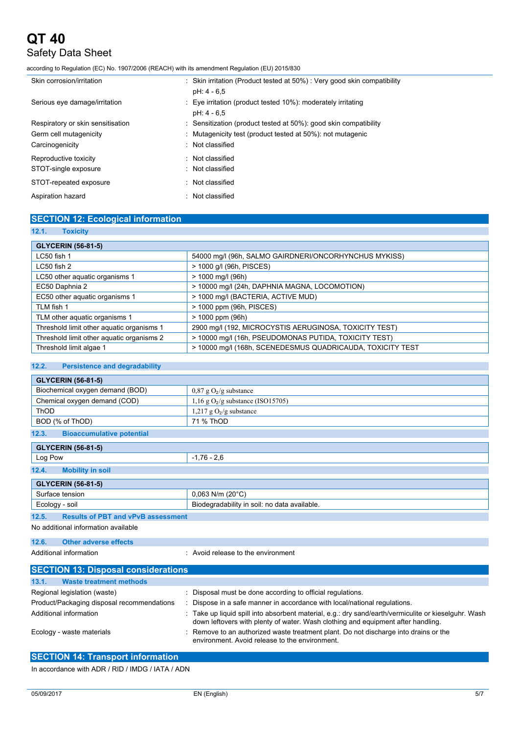| | |
|---|---|
| Skin corrosion/irritation | : Skin irritation (Product tested at 50%) : Very good skin compatibility<br>pH: 4 - 6,5 |
| Serious eye damage/irritation | : Eye irritation (product tested 10%): moderately irritating<br>pH: 4 - 6,5 |
| Respiratory or skin sensitisation | : Sensitization (product tested at 50%): good skin compatibility |
| Germ cell mutagenicity | : Mutagenicity test (product tested at 50%): not mutagenic |
| Carcinogenicity | : Not classified |
| Reproductive toxicity | : Not classified |
| STOT-single exposure | : Not classified |
| STOT-repeated exposure | : Not classified |
| Aspiration hazard | : Not classified |

## SECTION 12: Ecological information

### 12.1. Toxicity

| GLYCERIN (56-81-5) | |
|---|---|
| LC50 fish 1 | 54000 mg/l (96h, SALMO GAIRDNERI/ONCORHYNCHUS MYKISS) |
| LC50 fish 2 | > 1000 g/l (96h, PISCES) |
| LC50 other aquatic organisms 1 | > 1000 mg/l (96h) |
| EC50 Daphnia 2 | > 10000 mg/l (24h, DAPHNIA MAGNA, LOCOMOTION) |
| EC50 other aquatic organisms 1 | > 1000 mg/l (BACTERIA, ACTIVE MUD) |
| TLM fish 1 | > 1000 ppm (96h, PISCES) |
| TLM other aquatic organisms 1 | > 1000 ppm (96h) |
| Threshold limit other aquatic organisms 1 | 2900 mg/l (192, MICROCYSTIS AERUGINOSA, TOXICITY TEST) |
| Threshold limit other aquatic organisms 2 | > 10000 mg/l (16h, PSEUDOMONAS PUTIDA, TOXICITY TEST) |
| Threshold limit algae 1 | > 10000 mg/l (168h, SCENEDESMUS QUADRICAUDA, TOXICITY TEST |

### 12.2. Persistence and degradability

| GLYCERIN (56-81-5) | |
|---|---|
| Biochemical oxygen demand (BOD) | 0,87 g $O_2$/g substance |
| Chemical oxygen demand (COD) | 1,16 g $O_2$/g substance (ISO15705) |
| ThOD | 1,217 g $O_2$/g substance |
| BOD (% of ThOD) | 71 % ThOD |

### 12.3. Bioaccumulative potential

| GLYCERIN (56-81-5) | |
|---|---|
| Log Pow | -1,76 - 2,6 |

### 12.4. Mobility in soil

| GLYCERIN (56-81-5) | |
|---|---|
| Surface tension | 0,063 N/m (20°C) |
| Ecology - soil | Biodegradability in soil: no data available. |

### 12.5. Results of PBT and vPvB assessment

No additional information available

### 12.6. Other adverse effects

Additional information : Avoid release to the environment

## SECTION 13: Disposal considerations

### 13.1. Waste treatment methods

| | |
|---|---|
| Regional legislation (waste) | : Disposal must be done according to official regulations. |
| Product/Packaging disposal recommendations | : Dispose in a safe manner in accordance with local/national regulations. |
| Additional information | : Take up liquid spill into absorbent material, e.g.: dry sand/earth/vermiculite or kieselguhr. Wash down leftovers with plenty of water. Wash clothing and equipment after handling. |
| Ecology - waste materials | : Remove to an authorized waste treatment plant. Do not discharge into drains or the environment. Avoid release to the environment. |

## SECTION 14: Transport information

In accordance with ADR / RID / IMDG / IATA / ADN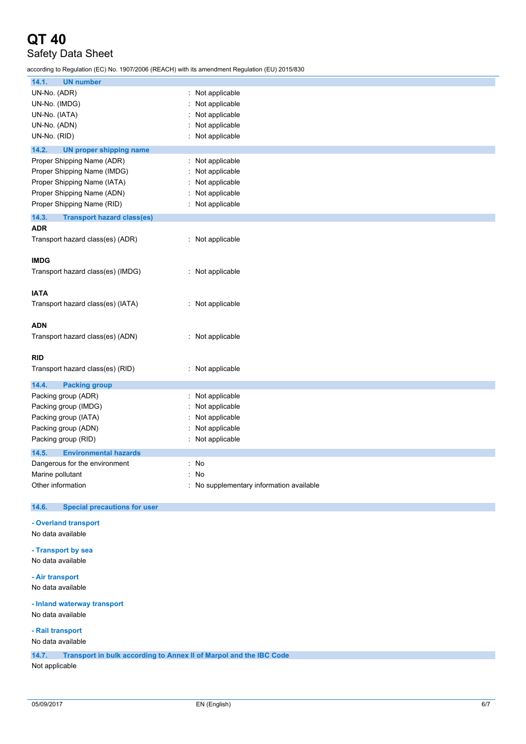### 14.1. UN number

| | |
|---|---|
| UN-No. (ADR) | : Not applicable |
| UN-No. (IMDG) | : Not applicable |
| UN-No. (IATA) | : Not applicable |
| UN-No. (ADN) | : Not applicable |
| UN-No. (RID) | : Not applicable |

### 14.2. UN proper shipping name

| | |
|---|---|
| Proper Shipping Name (ADR) | : Not applicable |
| Proper Shipping Name (IMDG) | : Not applicable |
| Proper Shipping Name (IATA) | : Not applicable |
| Proper Shipping Name (ADN) | : Not applicable |
| Proper Shipping Name (RID) | : Not applicable |

### 14.3. Transport hazard class(es)

**ADR**

Transport hazard class(es) (ADR) : Not applicable

**IMDG**

Transport hazard class(es) (IMDG) : Not applicable

**IATA**

Transport hazard class(es) (IATA) : Not applicable

**ADN**

Transport hazard class(es) (ADN) : Not applicable

**RID**

Transport hazard class(es) (RID) : Not applicable

### 14.4. Packing group

| | |
|---|---|
| Packing group (ADR) | : Not applicable |
| Packing group (IMDG) | : Not applicable |
| Packing group (IATA) | : Not applicable |
| Packing group (ADN) | : Not applicable |
| Packing group (RID) | : Not applicable |

### 14.5. Environmental hazards

| | |
|---|---|
| Dangerous for the environment | : No |
| Marine pollutant | : No |
| Other information | : No supplementary information available |

### 14.6. Special precautions for user

**- Overland transport**

No data available

**- Transport by sea**

No data available

**- Air transport**

No data available

**- Inland waterway transport**

No data available

**- Rail transport**

No data available

### 14.7. Transport in bulk according to Annex II of Marpol and the IBC Code

Not applicable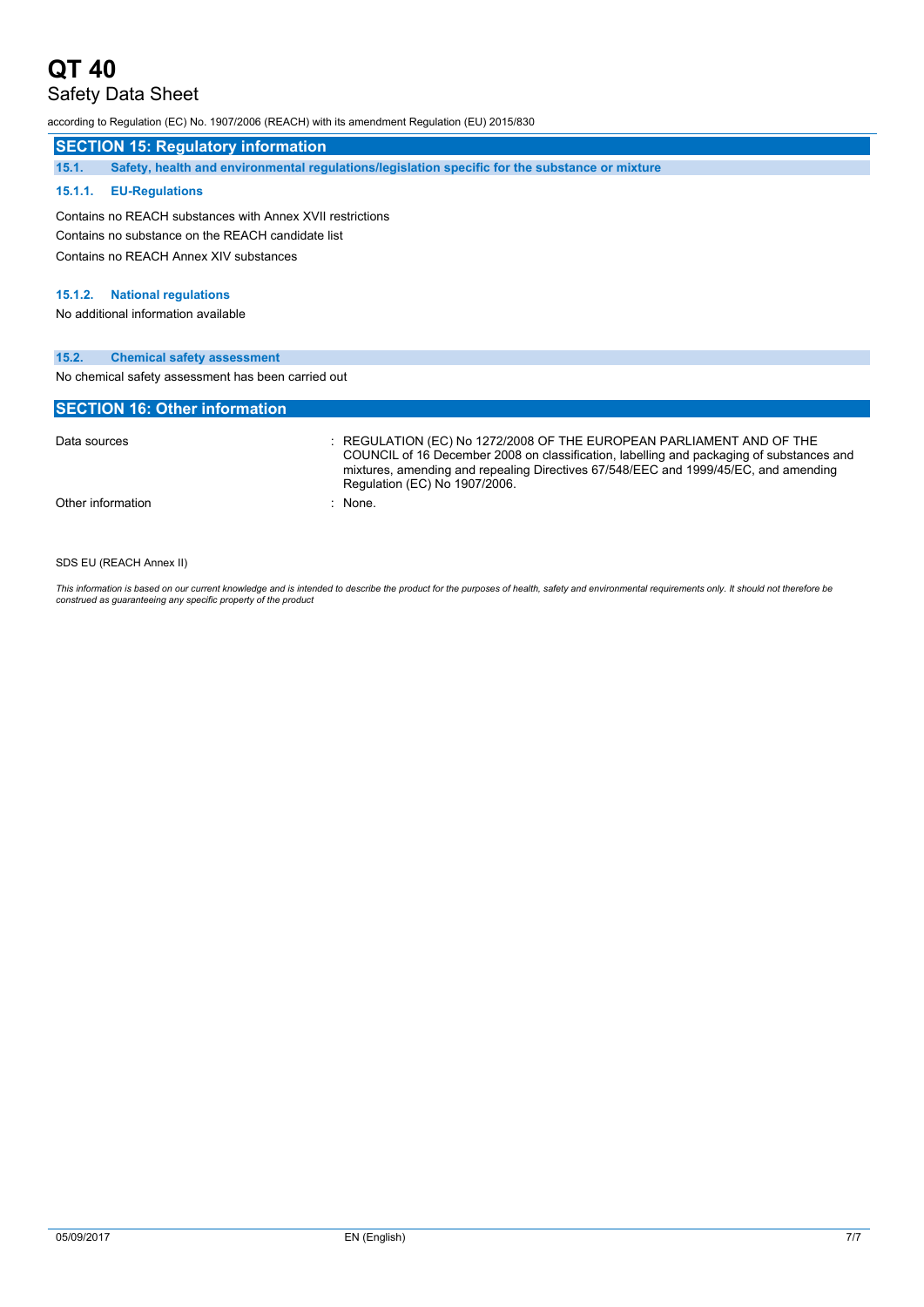## SECTION 15: Regulatory information

### 15.1. Safety, health and environmental regulations/legislation specific for the substance or mixture

#### 15.1.1. EU-Regulations

Contains no REACH substances with Annex XVII restrictions

Contains no substance on the REACH candidate list

Contains no REACH Annex XIV substances

#### 15.1.2. National regulations

No additional information available

### 15.2. Chemical safety assessment

No chemical safety assessment has been carried out

## SECTION 16: Other information

| | |
|---|---|
| Data sources | : REGULATION (EC) No 1272/2008 OF THE EUROPEAN PARLIAMENT AND OF THE COUNCIL of 16 December 2008 on classification, labelling and packaging of substances and mixtures, amending and repealing Directives 67/548/EEC and 1999/45/EC, and amending Regulation (EC) No 1907/2006. |
| Other information | : None. |

SDS EU (REACH Annex II)

*This information is based on our current knowledge and is intended to describe the product for the purposes of health, safety and environmental requirements only. It should not therefore be construed as guaranteeing any specific property of the product*